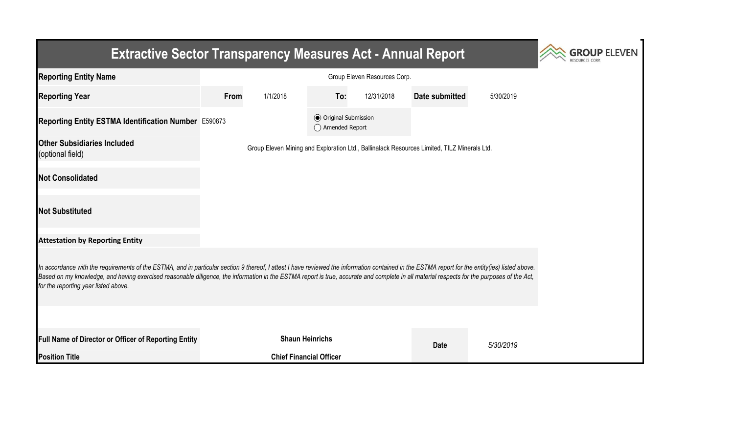# Extractive Sector Transparency Measures Act - Annual Report

| | | | | | | |
|---|---|---|---|---|---|---|
| **Reporting Entity Name** | Group Eleven Resources Corp. | | | | | |
| **Reporting Year** | **From** | 1/1/2018 | **To:** | 12/31/2018 | **Date submitted** | 5/30/2019 |
| **Reporting Entity ESTMA Identification Number** | E590873 | | (●) Original Submission<br>( ) Amended Report | | | |
| **Other Subsidiaries Included** (optional field) | Group Eleven Mining and Exploration Ltd., Ballinalack Resources Limited, TILZ Minerals Ltd. | | | | | |
| **Not Consolidated** | | | | | | |
| **Not Substituted** | | | | | | |

**Attestation by Reporting Entity**

*In accordance with the requirements of the ESTMA, and in particular section 9 thereof, I attest I have reviewed the information contained in the ESTMA report for the entity(ies) listed above. Based on my knowledge, and having exercised reasonable diligence, the information in the ESTMA report is true, accurate and complete in all material respects for the purposes of the Act, for the reporting year listed above.*

| | | | |
|---|---|---|---|
| **Full Name of Director or Officer of Reporting Entity** | **Shaun Heinrichs** | **Date** | *5/30/2019* |
| **Position Title** | **Chief Financial Officer** | | |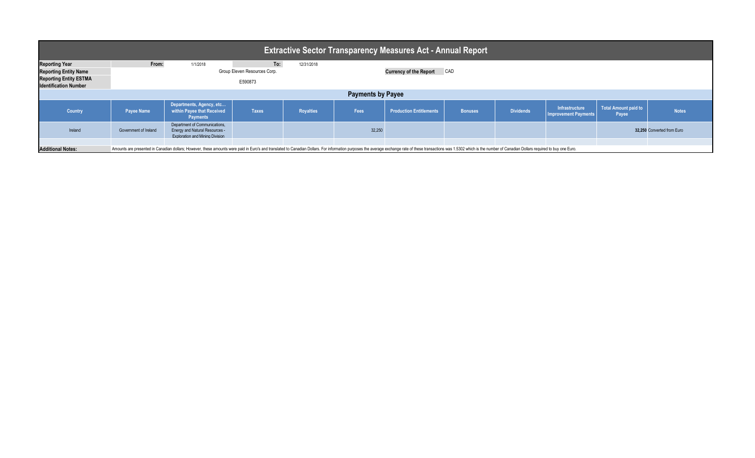# Extractive Sector Transparency Measures Act - Annual Report

| | | | | |
|---|---|---|---|---|
| **Reporting Year** | **From:** | 1/1/2018 | **To:** | 12/31/2018 |
| **Reporting Entity Name** | Group Eleven Resources Corp. | | **Currency of the Report** | CAD |
| **Reporting Entity ESTMA Identification Number** | E590873 | | | |

## Payments by Payee

| Country | Payee Name | Departments, Agency, etc... within Payee that Received Payments | Taxes | Royalties | Fees | Production Entitlements | Bonuses | Dividends | Infrastructure Improvement Payments | Total Amount paid to Payee | Notes |
|---|---|---|---|---|---|---|---|---|---|---|---|
| Ireland | Government of Ireland | Department of Communications, Energy and Natural Resources - Exploration and Mining Division | | | 32,250 | | | | | **32,250** | Converted from Euro |
| | | | | | | | | | | | |

**Additional Notes:** Amounts are presented in Canadian dollars; However, these amounts were paid in Euro's and translated to Canadian Dollars. For information purposes the average exchange rate of these transactions was 1.5302 which is the number of Canadian Dollars required to buy one Euro.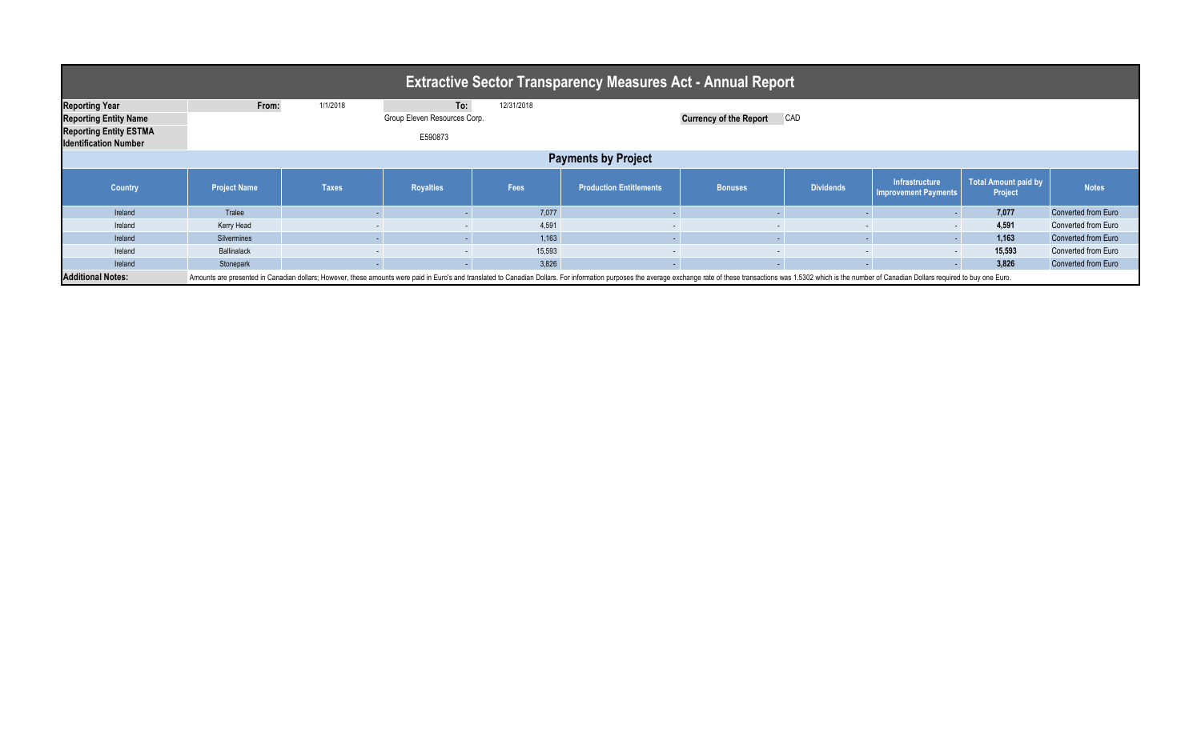# Extractive Sector Transparency Measures Act - Annual Report

| | | | | | | |
|---|---|---|---|---|---|---|
| **Reporting Year** | From: | 1/1/2018 | To: | 12/31/2018 | | |
| **Reporting Entity Name** | | | Group Eleven Resources Corp. | | **Currency of the Report** | CAD |
| **Reporting Entity ESTMA Identification Number** | | | E590873 | | | |

## Payments by Project

| Country | Project Name | Taxes | Royalties | Fees | Production Entitlements | Bonuses | Dividends | Infrastructure Improvement Payments | Total Amount paid by Project | Notes |
|---|---|---|---|---|---|---|---|---|---|---|
| Ireland | Tralee | - | - | 7,077 | - | - | - | - | **7,077** | Converted from Euro |
| Ireland | Kerry Head | - | - | 4,591 | - | - | - | - | **4,591** | Converted from Euro |
| Ireland | Silvermines | - | - | 1,163 | - | - | - | - | **1,163** | Converted from Euro |
| Ireland | Ballinalack | - | - | 15,593 | - | - | - | - | **15,593** | Converted from Euro |
| Ireland | Stonepark | - | - | 3,826 | - | - | - | - | **3,826** | Converted from Euro |

**Additional Notes:** Amounts are presented in Canadian dollars; However, these amounts were paid in Euro's and translated to Canadian Dollars. For information purposes the average exchange rate of these transactions was 1.5302 which is the number of Canadian Dollars required to buy one Euro.